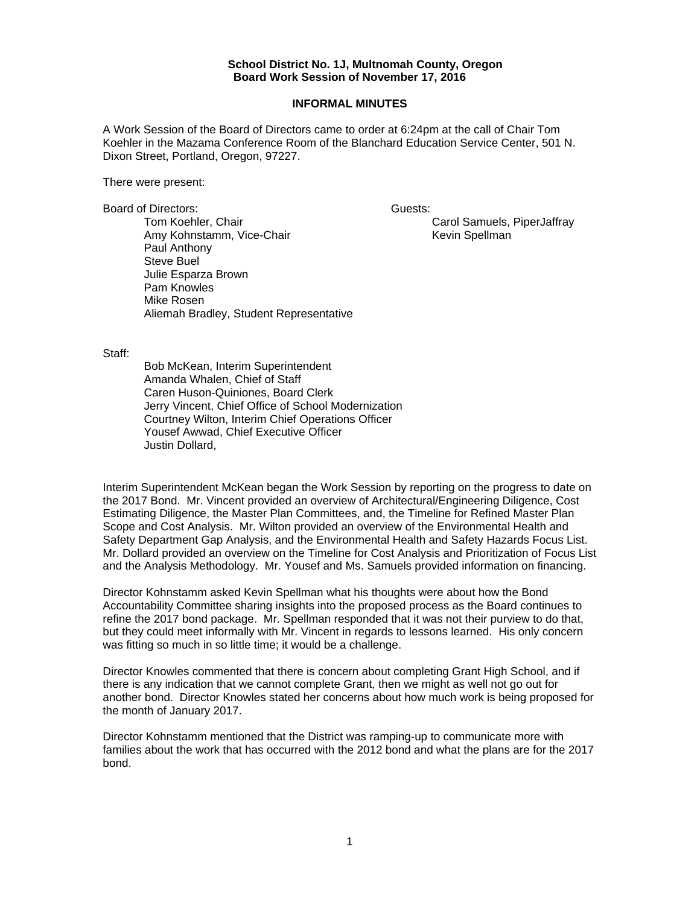**School District No. 1J, Multnomah County, Oregon**
**Board Work Session of November 17, 2016**

**INFORMAL MINUTES**

A Work Session of the Board of Directors came to order at 6:24pm at the call of Chair Tom Koehler in the Mazama Conference Room of the Blanchard Education Service Center, 501 N. Dixon Street, Portland, Oregon, 97227.

There were present:

Board of Directors:

- Tom Koehler, Chair
- Amy Kohnstamm, Vice-Chair
- Paul Anthony
- Steve Buel
- Julie Esparza Brown
- Pam Knowles
- Mike Rosen
- Aliemah Bradley, Student Representative

Guests:

- Carol Samuels, PiperJaffray
- Kevin Spellman

Staff:

- Bob McKean, Interim Superintendent
- Amanda Whalen, Chief of Staff
- Caren Huson-Quiniones, Board Clerk
- Jerry Vincent, Chief Office of School Modernization
- Courtney Wilton, Interim Chief Operations Officer
- Yousef Awwad, Chief Executive Officer
- Justin Dollard,

Interim Superintendent McKean began the Work Session by reporting on the progress to date on the 2017 Bond. Mr. Vincent provided an overview of Architectural/Engineering Diligence, Cost Estimating Diligence, the Master Plan Committees, and, the Timeline for Refined Master Plan Scope and Cost Analysis. Mr. Wilton provided an overview of the Environmental Health and Safety Department Gap Analysis, and the Environmental Health and Safety Hazards Focus List. Mr. Dollard provided an overview on the Timeline for Cost Analysis and Prioritization of Focus List and the Analysis Methodology. Mr. Yousef and Ms. Samuels provided information on financing.

Director Kohnstamm asked Kevin Spellman what his thoughts were about how the Bond Accountability Committee sharing insights into the proposed process as the Board continues to refine the 2017 bond package. Mr. Spellman responded that it was not their purview to do that, but they could meet informally with Mr. Vincent in regards to lessons learned. His only concern was fitting so much in so little time; it would be a challenge.

Director Knowles commented that there is concern about completing Grant High School, and if there is any indication that we cannot complete Grant, then we might as well not go out for another bond. Director Knowles stated her concerns about how much work is being proposed for the month of January 2017.

Director Kohnstamm mentioned that the District was ramping-up to communicate more with families about the work that has occurred with the 2012 bond and what the plans are for the 2017 bond.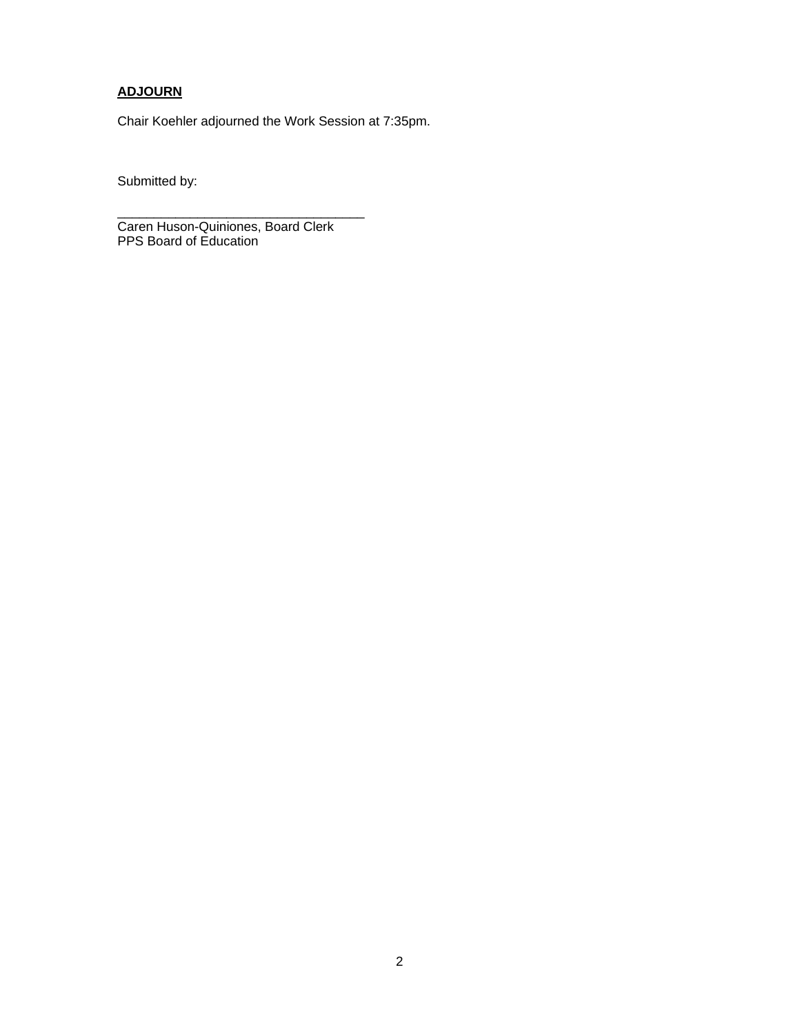**ADJOURN**

Chair Koehler adjourned the Work Session at 7:35pm.

Submitted by:

___________________________________
Caren Huson-Quiniones, Board Clerk
PPS Board of Education